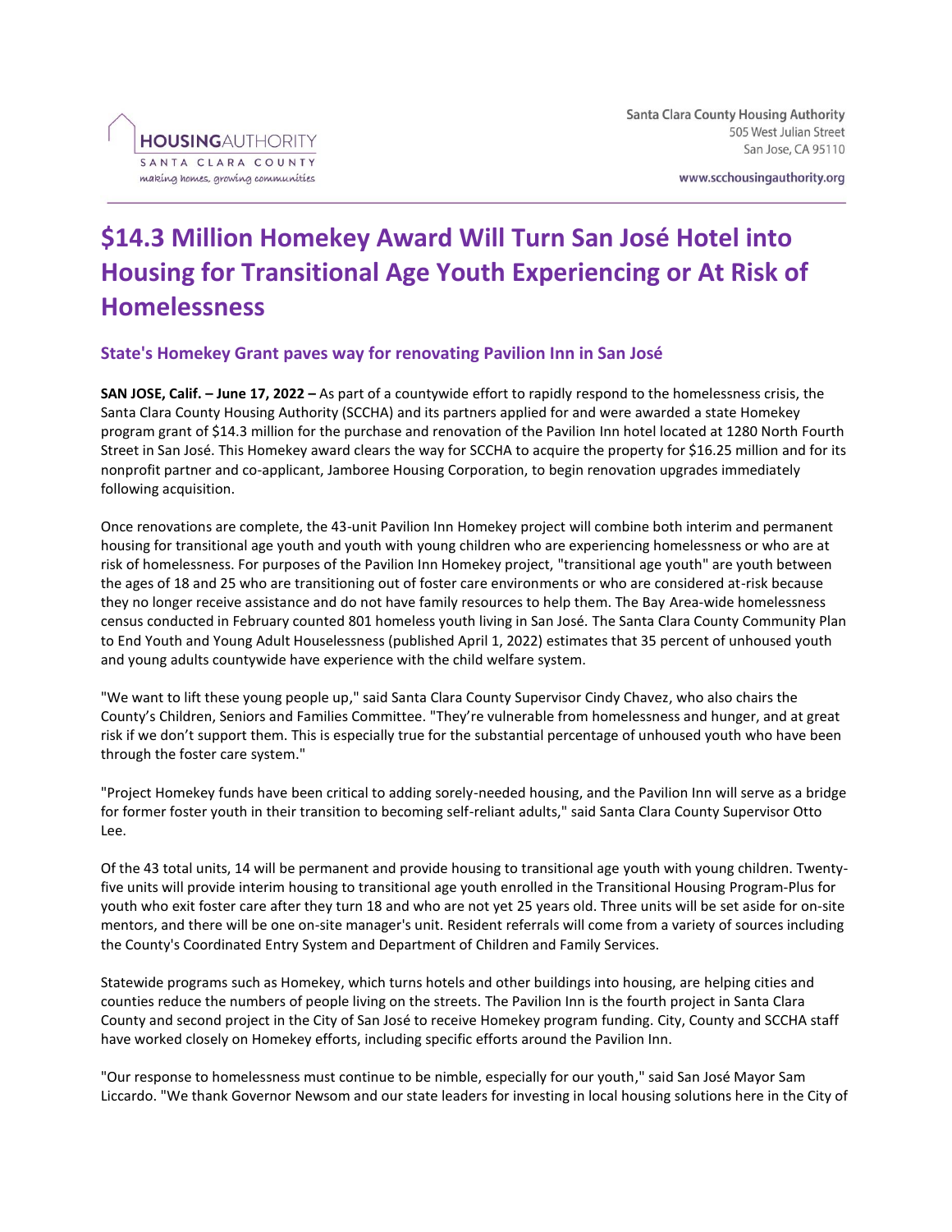HOUSINGAUTHORITY
SANTA CLARA COUNTY
making homes, growing communities

Santa Clara County Housing Authority
505 West Julian Street
San Jose, CA 95110

www.scchousingauthority.org

# $14.3 Million Homekey Award Will Turn San José Hotel into Housing for Transitional Age Youth Experiencing or At Risk of Homelessness

## State's Homekey Grant paves way for renovating Pavilion Inn in San José

**SAN JOSE, Calif. – June 17, 2022 –** As part of a countywide effort to rapidly respond to the homelessness crisis, the Santa Clara County Housing Authority (SCCHA) and its partners applied for and were awarded a state Homekey program grant of $14.3 million for the purchase and renovation of the Pavilion Inn hotel located at 1280 North Fourth Street in San José. This Homekey award clears the way for SCCHA to acquire the property for $16.25 million and for its nonprofit partner and co-applicant, Jamboree Housing Corporation, to begin renovation upgrades immediately following acquisition.

Once renovations are complete, the 43-unit Pavilion Inn Homekey project will combine both interim and permanent housing for transitional age youth and youth with young children who are experiencing homelessness or who are at risk of homelessness. For purposes of the Pavilion Inn Homekey project, "transitional age youth" are youth between the ages of 18 and 25 who are transitioning out of foster care environments or who are considered at-risk because they no longer receive assistance and do not have family resources to help them. The Bay Area-wide homelessness census conducted in February counted 801 homeless youth living in San José. The Santa Clara County Community Plan to End Youth and Young Adult Houselessness (published April 1, 2022) estimates that 35 percent of unhoused youth and young adults countywide have experience with the child welfare system.

"We want to lift these young people up," said Santa Clara County Supervisor Cindy Chavez, who also chairs the County's Children, Seniors and Families Committee. "They're vulnerable from homelessness and hunger, and at great risk if we don't support them. This is especially true for the substantial percentage of unhoused youth who have been through the foster care system."

"Project Homekey funds have been critical to adding sorely-needed housing, and the Pavilion Inn will serve as a bridge for former foster youth in their transition to becoming self-reliant adults," said Santa Clara County Supervisor Otto Lee.

Of the 43 total units, 14 will be permanent and provide housing to transitional age youth with young children. Twenty-five units will provide interim housing to transitional age youth enrolled in the Transitional Housing Program-Plus for youth who exit foster care after they turn 18 and who are not yet 25 years old. Three units will be set aside for on-site mentors, and there will be one on-site manager's unit. Resident referrals will come from a variety of sources including the County's Coordinated Entry System and Department of Children and Family Services.

Statewide programs such as Homekey, which turns hotels and other buildings into housing, are helping cities and counties reduce the numbers of people living on the streets. The Pavilion Inn is the fourth project in Santa Clara County and second project in the City of San José to receive Homekey program funding. City, County and SCCHA staff have worked closely on Homekey efforts, including specific efforts around the Pavilion Inn.

"Our response to homelessness must continue to be nimble, especially for our youth," said San José Mayor Sam Liccardo. "We thank Governor Newsom and our state leaders for investing in local housing solutions here in the City of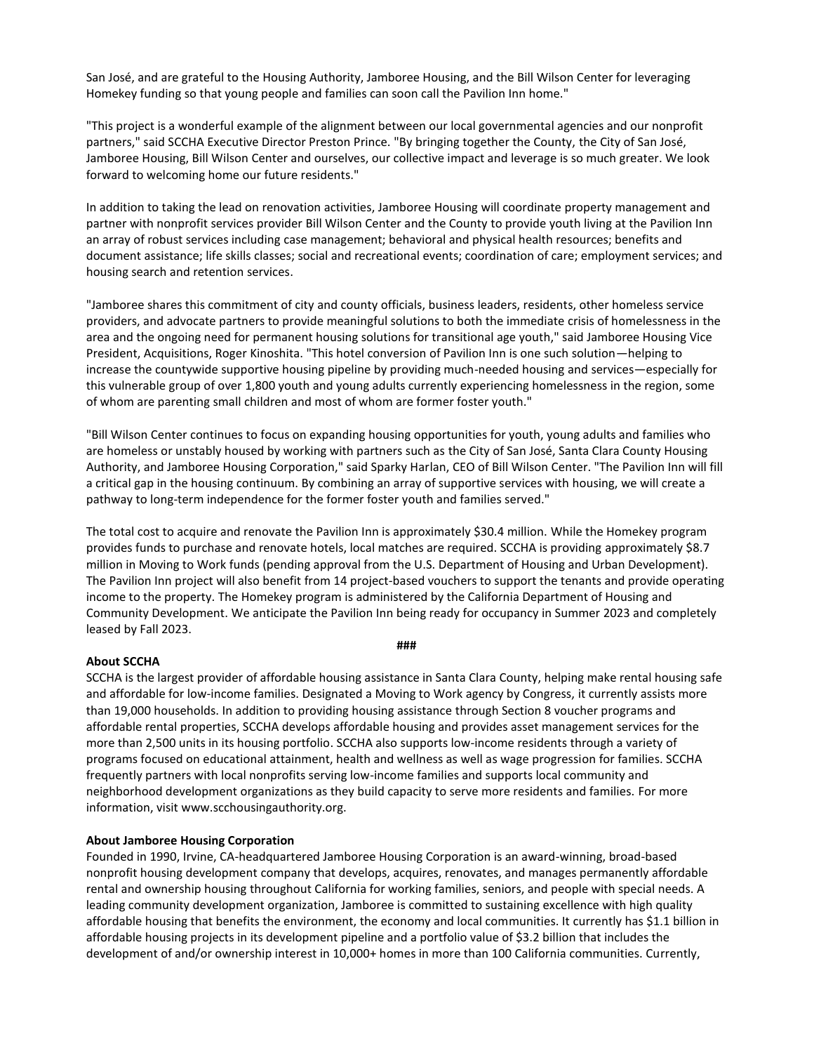San José, and are grateful to the Housing Authority, Jamboree Housing, and the Bill Wilson Center for leveraging Homekey funding so that young people and families can soon call the Pavilion Inn home."

"This project is a wonderful example of the alignment between our local governmental agencies and our nonprofit partners," said SCCHA Executive Director Preston Prince. "By bringing together the County, the City of San José, Jamboree Housing, Bill Wilson Center and ourselves, our collective impact and leverage is so much greater. We look forward to welcoming home our future residents."

In addition to taking the lead on renovation activities, Jamboree Housing will coordinate property management and partner with nonprofit services provider Bill Wilson Center and the County to provide youth living at the Pavilion Inn an array of robust services including case management; behavioral and physical health resources; benefits and document assistance; life skills classes; social and recreational events; coordination of care; employment services; and housing search and retention services.

"Jamboree shares this commitment of city and county officials, business leaders, residents, other homeless service providers, and advocate partners to provide meaningful solutions to both the immediate crisis of homelessness in the area and the ongoing need for permanent housing solutions for transitional age youth," said Jamboree Housing Vice President, Acquisitions, Roger Kinoshita. "This hotel conversion of Pavilion Inn is one such solution—helping to increase the countywide supportive housing pipeline by providing much-needed housing and services—especially for this vulnerable group of over 1,800 youth and young adults currently experiencing homelessness in the region, some of whom are parenting small children and most of whom are former foster youth."

"Bill Wilson Center continues to focus on expanding housing opportunities for youth, young adults and families who are homeless or unstably housed by working with partners such as the City of San José, Santa Clara County Housing Authority, and Jamboree Housing Corporation," said Sparky Harlan, CEO of Bill Wilson Center. "The Pavilion Inn will fill a critical gap in the housing continuum. By combining an array of supportive services with housing, we will create a pathway to long-term independence for the former foster youth and families served."

The total cost to acquire and renovate the Pavilion Inn is approximately $30.4 million. While the Homekey program provides funds to purchase and renovate hotels, local matches are required. SCCHA is providing approximately $8.7 million in Moving to Work funds (pending approval from the U.S. Department of Housing and Urban Development). The Pavilion Inn project will also benefit from 14 project-based vouchers to support the tenants and provide operating income to the property. The Homekey program is administered by the California Department of Housing and Community Development. We anticipate the Pavilion Inn being ready for occupancy in Summer 2023 and completely leased by Fall 2023.

**###**

**About SCCHA**

SCCHA is the largest provider of affordable housing assistance in Santa Clara County, helping make rental housing safe and affordable for low-income families. Designated a Moving to Work agency by Congress, it currently assists more than 19,000 households. In addition to providing housing assistance through Section 8 voucher programs and affordable rental properties, SCCHA develops affordable housing and provides asset management services for the more than 2,500 units in its housing portfolio. SCCHA also supports low-income residents through a variety of programs focused on educational attainment, health and wellness as well as wage progression for families. SCCHA frequently partners with local nonprofits serving low-income families and supports local community and neighborhood development organizations as they build capacity to serve more residents and families. For more information, visit www.scchousingauthority.org.

**About Jamboree Housing Corporation**

Founded in 1990, Irvine, CA-headquartered Jamboree Housing Corporation is an award-winning, broad-based nonprofit housing development company that develops, acquires, renovates, and manages permanently affordable rental and ownership housing throughout California for working families, seniors, and people with special needs. A leading community development organization, Jamboree is committed to sustaining excellence with high quality affordable housing that benefits the environment, the economy and local communities. It currently has $1.1 billion in affordable housing projects in its development pipeline and a portfolio value of $3.2 billion that includes the development of and/or ownership interest in 10,000+ homes in more than 100 California communities. Currently,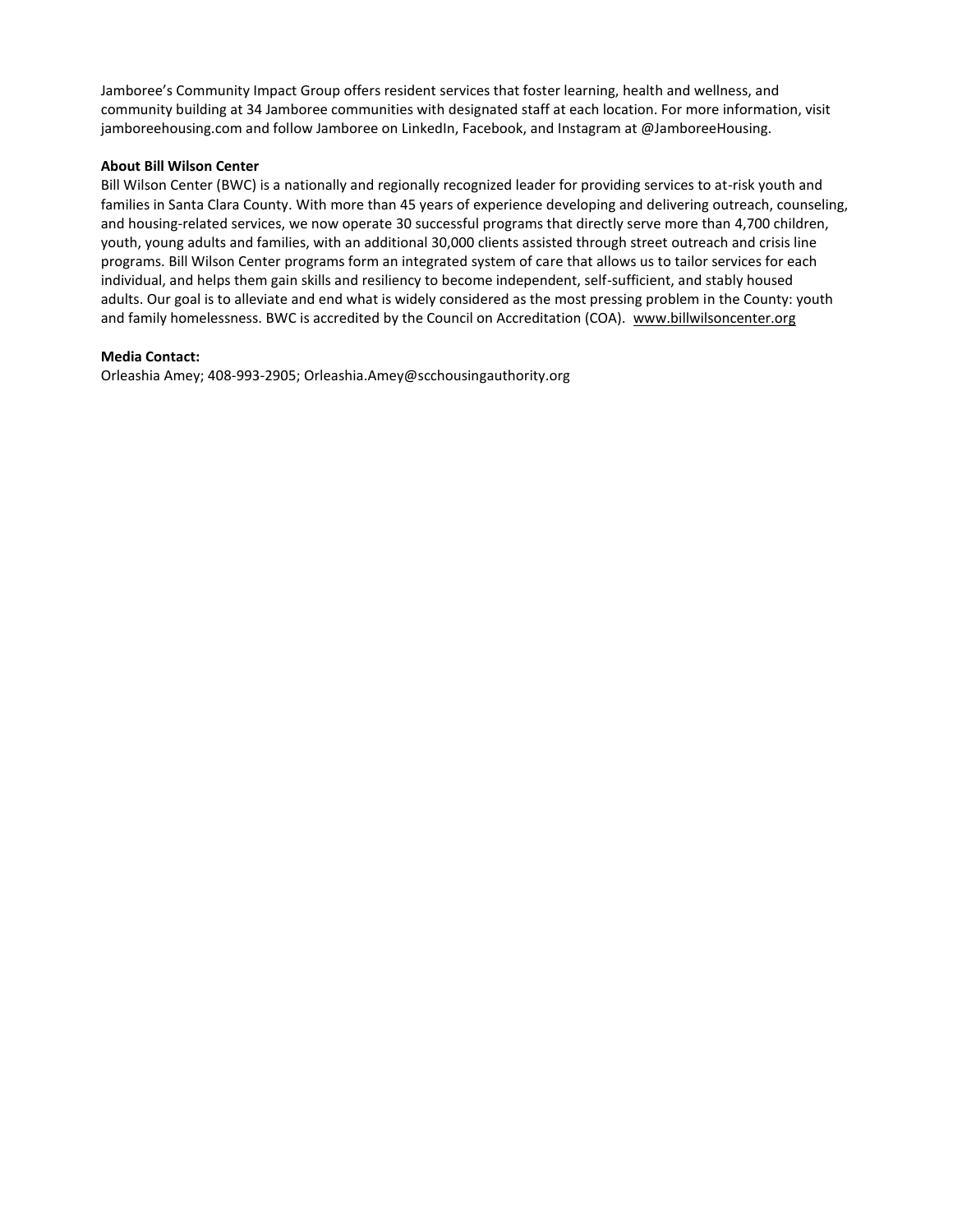Jamboree's Community Impact Group offers resident services that foster learning, health and wellness, and community building at 34 Jamboree communities with designated staff at each location. For more information, visit jamboreehousing.com and follow Jamboree on LinkedIn, Facebook, and Instagram at @JamboreeHousing.

**About Bill Wilson Center**

Bill Wilson Center (BWC) is a nationally and regionally recognized leader for providing services to at-risk youth and families in Santa Clara County. With more than 45 years of experience developing and delivering outreach, counseling, and housing-related services, we now operate 30 successful programs that directly serve more than 4,700 children, youth, young adults and families, with an additional 30,000 clients assisted through street outreach and crisis line programs. Bill Wilson Center programs form an integrated system of care that allows us to tailor services for each individual, and helps them gain skills and resiliency to become independent, self-sufficient, and stably housed adults. Our goal is to alleviate and end what is widely considered as the most pressing problem in the County: youth and family homelessness. BWC is accredited by the Council on Accreditation (COA). www.billwilsoncenter.org

**Media Contact:**

Orleashia Amey; 408-993-2905; Orleashia.Amey@scchousingauthority.org